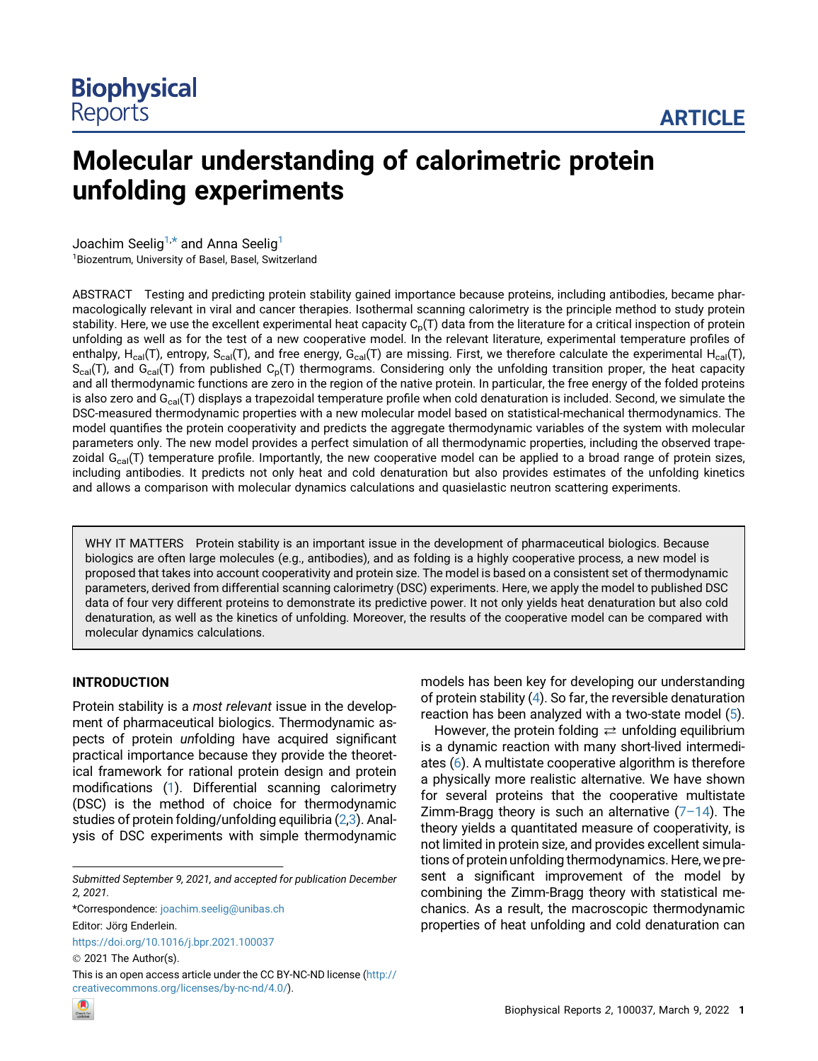# Molecular understanding of calorimetric protein unfolding experiments

Joachim Seelig[1,*] and Anna Seelig[1]

[1]Biozentrum, University of Basel, Basel, Switzerland

ABSTRACT Testing and predicting protein stability gained importance because proteins, including antibodies, became pharmacologically relevant in viral and cancer therapies. Isothermal scanning calorimetry is the principle method to study protein stability. Here, we use the excellent experimental heat capacity $C_p(T)$ data from the literature for a critical inspection of protein unfolding as well as for the test of a new cooperative model. In the relevant literature, experimental temperature profiles of enthalpy, $H_{cal}(T)$, entropy, $S_{cal}(T)$, and free energy, $G_{cal}(T)$ are missing. First, we therefore calculate the experimental $H_{cal}(T)$, $S_{cal}(T)$, and $G_{cal}(T)$ from published $C_p(T)$ thermograms. Considering only the unfolding transition proper, the heat capacity and all thermodynamic functions are zero in the region of the native protein. In particular, the free energy of the folded proteins is also zero and $G_{cal}(T)$ displays a trapezoidal temperature profile when cold denaturation is included. Second, we simulate the DSC-measured thermodynamic properties with a new molecular model based on statistical-mechanical thermodynamics. The model quantifies the protein cooperativity and predicts the aggregate thermodynamic variables of the system with molecular parameters only. The new model provides a perfect simulation of all thermodynamic properties, including the observed trapezoidal $G_{cal}(T)$ temperature profile. Importantly, the new cooperative model can be applied to a broad range of protein sizes, including antibodies. It predicts not only heat and cold denaturation but also provides estimates of the unfolding kinetics and allows a comparison with molecular dynamics calculations and quasielastic neutron scattering experiments.

WHY IT MATTERS Protein stability is an important issue in the development of pharmaceutical biologics. Because biologics are often large molecules (e.g., antibodies), and as folding is a highly cooperative process, a new model is proposed that takes into account cooperativity and protein size. The model is based on a consistent set of thermodynamic parameters, derived from differential scanning calorimetry (DSC) experiments. Here, we apply the model to published DSC data of four very different proteins to demonstrate its predictive power. It not only yields heat denaturation but also cold denaturation, as well as the kinetics of unfolding. Moreover, the results of the cooperative model can be compared with molecular dynamics calculations.

## INTRODUCTION

Protein stability is a *most relevant* issue in the development of pharmaceutical biologics. Thermodynamic aspects of protein *un*folding have acquired significant practical importance because they provide the theoretical framework for rational protein design and protein modifications (1). Differential scanning calorimetry (DSC) is the method of choice for thermodynamic studies of protein folding/unfolding equilibria (2,3). Analysis of DSC experiments with simple thermodynamic models has been key for developing our understanding of protein stability (4). So far, the reversible denaturation reaction has been analyzed with a two-state model (5).

However, the protein folding ⇄ unfolding equilibrium is a dynamic reaction with many short-lived intermediates (6). A multistate cooperative algorithm is therefore a physically more realistic alternative. We have shown for several proteins that the cooperative multistate Zimm-Bragg theory is such an alternative (7–14). The theory yields a quantitated measure of cooperativity, is not limited in protein size, and provides excellent simulations of protein unfolding thermodynamics. Here, we present a significant improvement of the model by combining the Zimm-Bragg theory with statistical mechanics. As a result, the macroscopic thermodynamic properties of heat unfolding and cold denaturation can

Submitted September 9, 2021, and accepted for publication December 2, 2021.

*Correspondence: joachim.seelig@unibas.ch

Editor: Jörg Enderlein.

https://doi.org/10.1016/j.bpr.2021.100037

© 2021 The Author(s).

This is an open access article under the CC BY-NC-ND license (http://creativecommons.org/licenses/by-nc-nd/4.0/).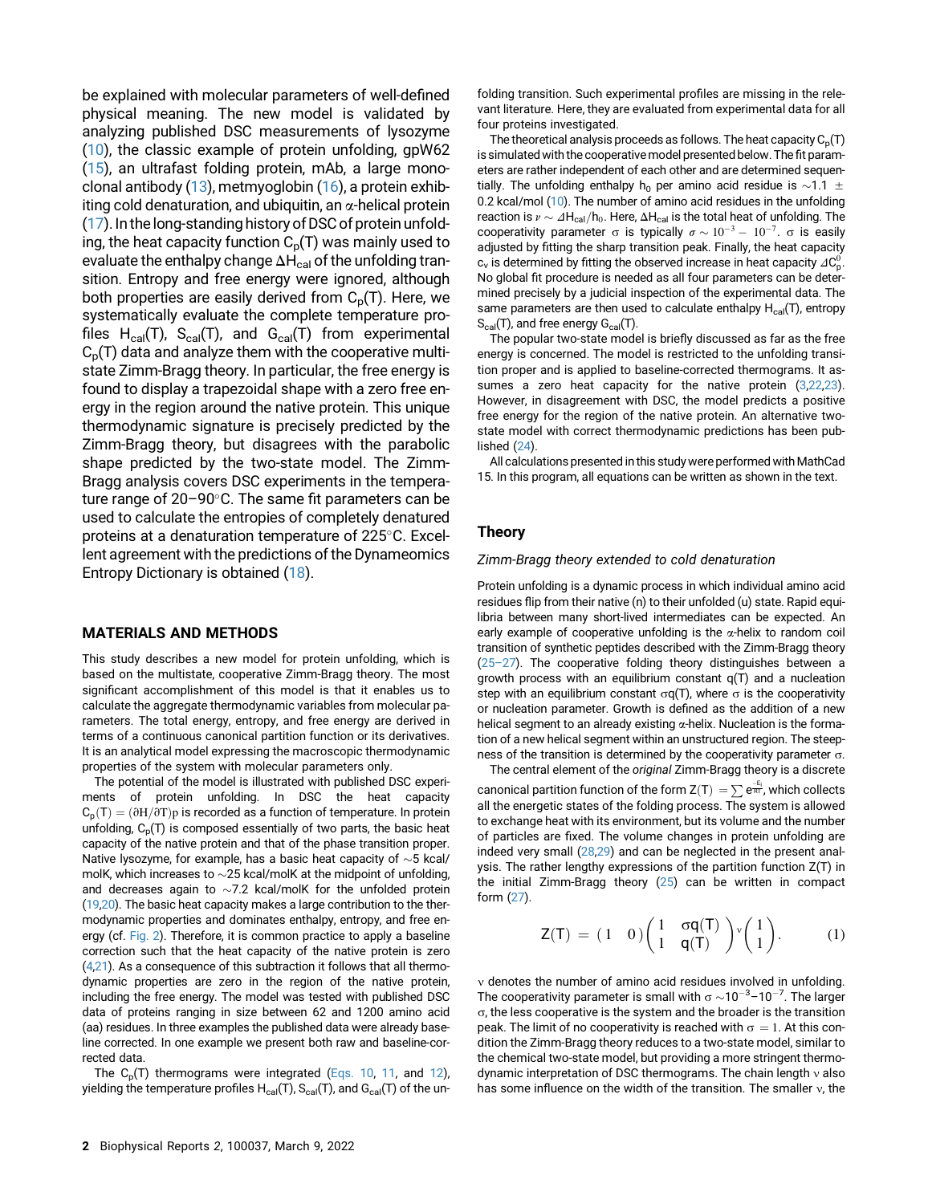be explained with molecular parameters of well-defined physical meaning. The new model is validated by analyzing published DSC measurements of lysozyme (10), the classic example of protein unfolding, gpW62 (15), an ultrafast folding protein, mAb, a large monoclonal antibody (13), metmyoglobin (16), a protein exhibiting cold denaturation, and ubiquitin, an α-helical protein (17). In the long-standing history of DSC of protein unfolding, the heat capacity function $C_p(T)$ was mainly used to evaluate the enthalpy change $\Delta H_{cal}$ of the unfolding transition. Entropy and free energy were ignored, although both properties are easily derived from $C_p(T)$. Here, we systematically evaluate the complete temperature profiles $H_{cal}(T)$, $S_{cal}(T)$, and $G_{cal}(T)$ from experimental $C_p(T)$ data and analyze them with the cooperative multistate Zimm-Bragg theory. In particular, the free energy is found to display a trapezoidal shape with a zero free energy in the region around the native protein. This unique thermodynamic signature is precisely predicted by the Zimm-Bragg theory, but disagrees with the parabolic shape predicted by the two-state model. The Zimm-Bragg analysis covers DSC experiments in the temperature range of 20–90°C. The same fit parameters can be used to calculate the entropies of completely denatured proteins at a denaturation temperature of 225°C. Excellent agreement with the predictions of the Dynameomics Entropy Dictionary is obtained (18).

## MATERIALS AND METHODS

This study describes a new model for protein unfolding, which is based on the multistate, cooperative Zimm-Bragg theory. The most significant accomplishment of this model is that it enables us to calculate the aggregate thermodynamic variables from molecular parameters. The total energy, entropy, and free energy are derived in terms of a continuous canonical partition function or its derivatives. It is an analytical model expressing the macroscopic thermodynamic properties of the system with molecular parameters only.

The potential of the model is illustrated with published DSC experiments of protein unfolding. In DSC the heat capacity $C_p(T) = (\partial H/\partial T)p$ is recorded as a function of temperature. In protein unfolding, $C_p(T)$ is composed essentially of two parts, the basic heat capacity of the native protein and that of the phase transition proper. Native lysozyme, for example, has a basic heat capacity of ~5 kcal/molK, which increases to ~25 kcal/molK at the midpoint of unfolding, and decreases again to ~7.2 kcal/molK for the unfolded protein (19,20). The basic heat capacity makes a large contribution to the thermodynamic properties and dominates enthalpy, entropy, and free energy (cf. Fig. 2). Therefore, it is common practice to apply a baseline correction such that the heat capacity of the native protein is zero (4,21). As a consequence of this subtraction it follows that all thermodynamic properties are zero in the region of the native protein, including the free energy. The model was tested with published DSC data of proteins ranging in size between 62 and 1200 amino acid (aa) residues. In three examples the published data were already baseline corrected. In one example we present both raw and baseline-corrected data.

The $C_p(T)$ thermograms were integrated (Eqs. 10, 11, and 12), yielding the temperature profiles $H_{cal}(T)$, $S_{cal}(T)$, and $G_{cal}(T)$ of the unfolding transition. Such experimental profiles are missing in the relevant literature. Here, they are evaluated from experimental data for all four proteins investigated.

The theoretical analysis proceeds as follows. The heat capacity $C_p(T)$ is simulated with the cooperative model presented below. The fit parameters are rather independent of each other and are determined sequentially. The unfolding enthalpy $h_0$ per amino acid residue is ~1.1 ± 0.2 kcal/mol (10). The number of amino acid residues in the unfolding reaction is $\nu \sim \Delta H_{cal}/h_0$. Here, $\Delta H_{cal}$ is the total heat of unfolding. The cooperativity parameter σ is typically $\sigma \sim 10^{-3} - 10^{-7}$. σ is easily adjusted by fitting the sharp transition peak. Finally, the heat capacity $c_v$ is determined by fitting the observed increase in heat capacity $\Delta C_p^0$. No global fit procedure is needed as all four parameters can be determined precisely by a judicial inspection of the experimental data. The same parameters are then used to calculate enthalpy $H_{cal}(T)$, entropy $S_{cal}(T)$, and free energy $G_{cal}(T)$.

The popular two-state model is briefly discussed as far as the free energy is concerned. The model is restricted to the unfolding transition proper and is applied to baseline-corrected thermograms. It assumes a zero heat capacity for the native protein (3,22,23). However, in disagreement with DSC, the model predicts a positive free energy for the region of the native protein. An alternative two-state model with correct thermodynamic predictions has been published (24).

All calculations presented in this study were performed with MathCad 15. In this program, all equations can be written as shown in the text.

## Theory

### *Zimm-Bragg theory extended to cold denaturation*

Protein unfolding is a dynamic process in which individual amino acid residues flip from their native (n) to their unfolded (u) state. Rapid equilibria between many short-lived intermediates can be expected. An early example of cooperative unfolding is the α-helix to random coil transition of synthetic peptides described with the Zimm-Bragg theory (25–27). The cooperative folding theory distinguishes between a growth process with an equilibrium constant q(T) and a nucleation step with an equilibrium constant σq(T), where σ is the cooperativity or nucleation parameter. Growth is defined as the addition of a new helical segment to an already existing α-helix. Nucleation is the formation of a new helical segment within an unstructured region. The steepness of the transition is determined by the cooperativity parameter σ.

The central element of the *original* Zimm-Bragg theory is a discrete canonical partition function of the form $Z(T) = \sum e^{\frac{-E_i}{RT}}$, which collects all the energetic states of the folding process. The system is allowed to exchange heat with its environment, but its volume and the number of particles are fixed. The volume changes in protein unfolding are indeed very small (28,29) and can be neglected in the present analysis. The rather lengthy expressions of the partition function Z(T) in the initial Zimm-Bragg theory (25) can be written in compact form (27).

$$Z(T) = \begin{pmatrix} 1 & 0 \end{pmatrix} \begin{pmatrix} 1 & \sigma q(T) \\ 1 & q(T) \end{pmatrix}^{\nu} \begin{pmatrix} 1 \\ 1 \end{pmatrix}. \tag{1}$$

ν denotes the number of amino acid residues involved in unfolding. The cooperativity parameter is small with $\sigma \sim 10^{-3}–10^{-7}$. The larger σ, the less cooperative is the system and the broader is the transition peak. The limit of no cooperativity is reached with σ = 1. At this condition the Zimm-Bragg theory reduces to a two-state model, similar to the chemical two-state model, but providing a more stringent thermodynamic interpretation of DSC thermograms. The chain length ν also has some influence on the width of the transition. The smaller ν, the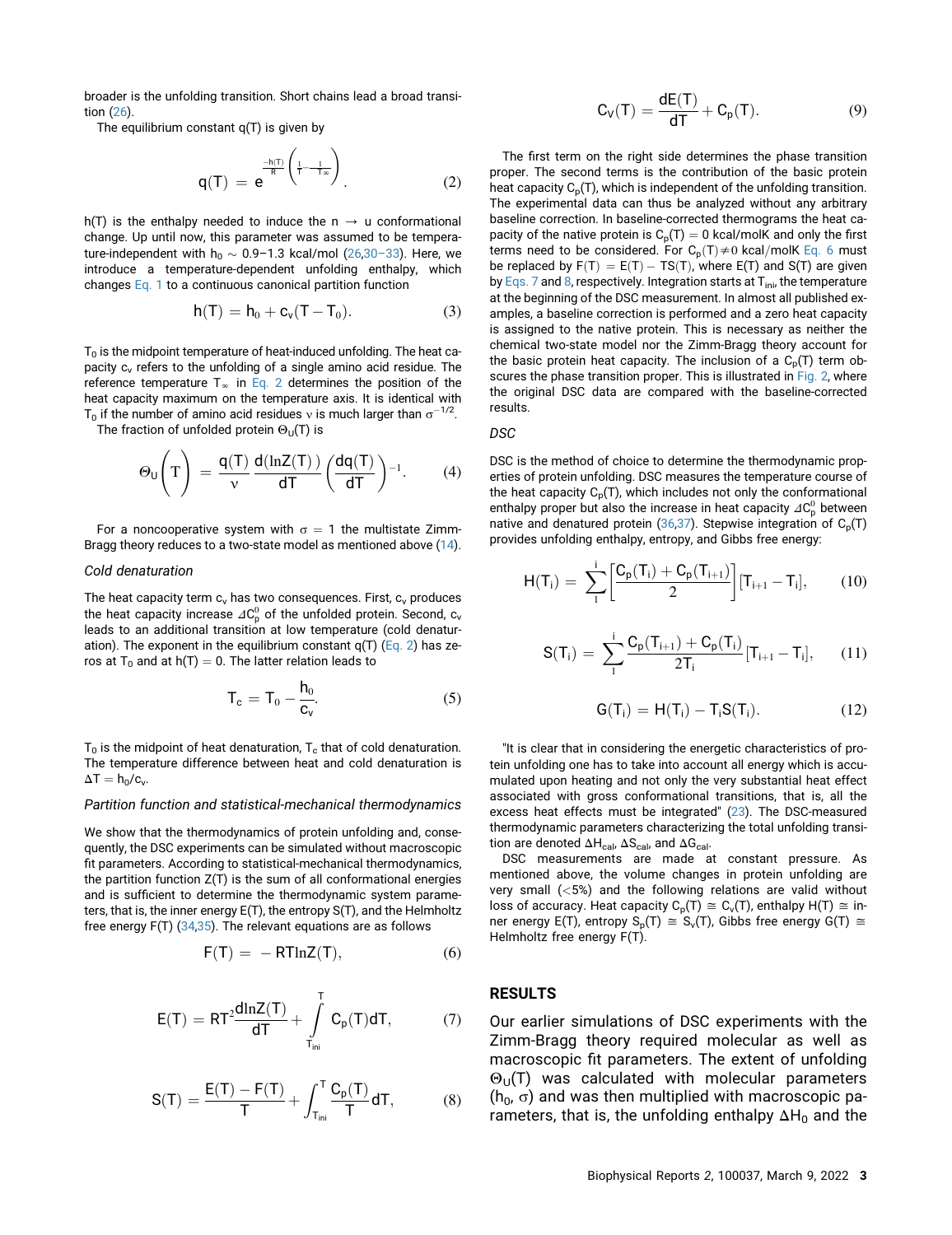broader is the unfolding transition. Short chains lead a broad transition (26).

The equilibrium constant q(T) is given by

$$q(T) = e^{\frac{-h(T)}{R}\left(\frac{1}{T}-\frac{1}{T_\infty}\right)}. \tag{2}$$

h(T) is the enthalpy needed to induce the n → u conformational change. Up until now, this parameter was assumed to be temperature-independent with $h_0 \sim 0.9$–$1.3$ kcal/mol (26,30–33). Here, we introduce a temperature-dependent unfolding enthalpy, which changes Eq. 1 to a continuous canonical partition function

$$h(T) = h_0 + c_v(T - T_0). \tag{3}$$

$T_0$ is the midpoint temperature of heat-induced unfolding. The heat capacity $c_v$ refers to the unfolding of a single amino acid residue. The reference temperature $T_\infty$ in Eq. 2 determines the position of the heat capacity maximum on the temperature axis. It is identical with $T_0$ if the number of amino acid residues ν is much larger than $\sigma^{-1/2}$.

The fraction of unfolded protein $\Theta_U(T)$ is

$$\Theta_U\left(T\right) = \frac{q(T)}{\nu}\frac{d(\ln Z(T))}{dT}\left(\frac{dq(T)}{dT}\right)^{-1}. \tag{4}$$

For a noncooperative system with $\sigma = 1$ the multistate Zimm-Bragg theory reduces to a two-state model as mentioned above (14).

### Cold denaturation

The heat capacity term $c_v$ has two consequences. First, $c_v$ produces the heat capacity increase $\Delta C_p^0$ of the unfolded protein. Second, $c_v$ leads to an additional transition at low temperature (cold denaturation). The exponent in the equilibrium constant q(T) (Eq. 2) has zeros at $T_0$ and at $h(T) = 0$. The latter relation leads to

$$T_c = T_0 - \frac{h_0}{c_v}. \tag{5}$$

$T_0$ is the midpoint of heat denaturation, $T_c$ that of cold denaturation. The temperature difference between heat and cold denaturation is $\Delta T = h_0/c_v$.

### Partition function and statistical-mechanical thermodynamics

We show that the thermodynamics of protein unfolding and, consequently, the DSC experiments can be simulated without macroscopic fit parameters. According to statistical-mechanical thermodynamics, the partition function Z(T) is the sum of all conformational energies and is sufficient to determine the thermodynamic system parameters, that is, the inner energy E(T), the entropy S(T), and the Helmholtz free energy F(T) (34,35). The relevant equations are as follows

$$F(T) = -RT\ln Z(T), \tag{6}$$

$$E(T) = RT^2\frac{d\ln Z(T)}{dT} + \int_{T_{ini}}^{T} C_p(T)dT, \tag{7}$$

$$S(T) = \frac{E(T) - F(T)}{T} + \int_{T_{ini}}^{T}\frac{C_p(T)}{T}dT, \tag{8}$$

$$C_V(T) = \frac{dE(T)}{dT} + C_p(T). \tag{9}$$

The first term on the right side determines the phase transition proper. The second terms is the contribution of the basic protein heat capacity $C_p(T)$, which is independent of the unfolding transition. The experimental data can thus be analyzed without any arbitrary baseline correction. In baseline-corrected thermograms the heat capacity of the native protein is $C_p(T) = 0$ kcal/molK and only the first terms need to be considered. For $C_p(T) \neq 0$ kcal/molK Eq. 6 must be replaced by $F(T) = E(T) - TS(T)$, where E(T) and S(T) are given by Eqs. 7 and 8, respectively. Integration starts at $T_{ini}$, the temperature at the beginning of the DSC measurement. In almost all published examples, a baseline correction is performed and a zero heat capacity is assigned to the native protein. This is necessary as neither the chemical two-state model nor the Zimm-Bragg theory account for the basic protein heat capacity. The inclusion of a $C_p(T)$ term obscures the phase transition proper. This is illustrated in Fig. 2, where the original DSC data are compared with the baseline-corrected results.

### DSC

DSC is the method of choice to determine the thermodynamic properties of protein unfolding. DSC measures the temperature course of the heat capacity $C_p(T)$, which includes not only the conformational enthalpy proper but also the increase in heat capacity $\Delta C_p^0$ between native and denatured protein (36,37). Stepwise integration of $C_p(T)$ provides unfolding enthalpy, entropy, and Gibbs free energy:

$$H(T_i) = \sum_1^i\left[\frac{C_p(T_i) + C_p(T_{i+1})}{2}\right][T_{i+1} - T_i], \tag{10}$$

$$S(T_i) = \sum_1^i\frac{C_p(T_{i+1}) + C_p(T_i)}{2T_i}[T_{i+1} - T_i], \tag{11}$$

$$G(T_i) = H(T_i) - T_iS(T_i). \tag{12}$$

"It is clear that in considering the energetic characteristics of protein unfolding one has to take into account all energy which is accumulated upon heating and not only the very substantial heat effect associated with gross conformational transitions, that is, all the excess heat effects must be integrated" (23). The DSC-measured thermodynamic parameters characterizing the total unfolding transition are denoted $\Delta H_{cal}$, $\Delta S_{cal}$, and $\Delta G_{cal}$.

DSC measurements are made at constant pressure. As mentioned above, the volume changes in protein unfolding are very small (<5%) and the following relations are valid without loss of accuracy. Heat capacity $C_p(T) \cong C_v(T)$, enthalpy $H(T) \cong$ inner energy E(T), entropy $S_p(T) \cong S_v(T)$, Gibbs free energy $G(T) \cong$ Helmholtz free energy F(T).

## RESULTS

Our earlier simulations of DSC experiments with the Zimm-Bragg theory required molecular as well as macroscopic fit parameters. The extent of unfolding $\Theta_U(T)$ was calculated with molecular parameters ($h_0$, σ) and was then multiplied with macroscopic parameters, that is, the unfolding enthalpy $\Delta H_0$ and the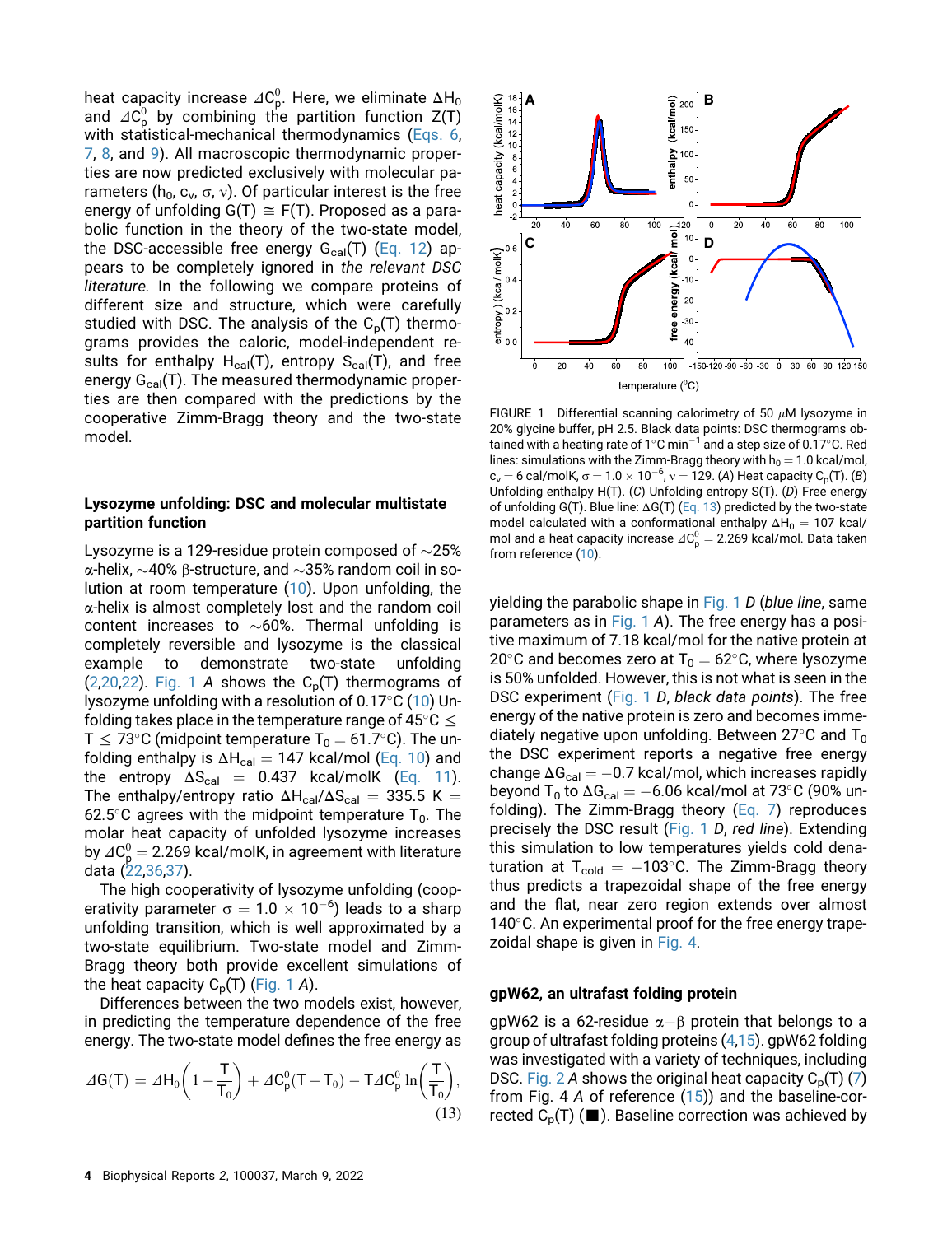heat capacity increase $\Delta C_p^0$. Here, we eliminate $\Delta H_0$ and $\Delta C_p^0$ by combining the partition function Z(T) with statistical-mechanical thermodynamics (Eqs. 6, 7, 8, and 9). All macroscopic thermodynamic properties are now predicted exclusively with molecular parameters ($h_0$, $c_v$, $\sigma$, $\nu$). Of particular interest is the free energy of unfolding $G(T) \cong F(T)$. Proposed as a parabolic function in the theory of the two-state model, the DSC-accessible free energy $G_{cal}(T)$ (Eq. 12) appears to be completely ignored in *the relevant DSC literature*. In the following we compare proteins of different size and structure, which were carefully studied with DSC. The analysis of the $C_p(T)$ thermograms provides the caloric, model-independent results for enthalpy $H_{cal}(T)$, entropy $S_{cal}(T)$, and free energy $G_{cal}(T)$. The measured thermodynamic properties are then compared with the predictions by the cooperative Zimm-Bragg theory and the two-state model.

## Lysozyme unfolding: DSC and molecular multistate partition function

Lysozyme is a 129-residue protein composed of ~25% α-helix, ~40% β-structure, and ~35% random coil in solution at room temperature (10). Upon unfolding, the α-helix is almost completely lost and the random coil content increases to ~60%. Thermal unfolding is completely reversible and lysozyme is the classical example to demonstrate two-state unfolding (2,20,22). Fig. 1 *A* shows the $C_p(T)$ thermograms of lysozyme unfolding with a resolution of 0.17°C (10) Unfolding takes place in the temperature range of 45°C ≤ T ≤ 73°C (midpoint temperature $T_0$ = 61.7°C). The unfolding enthalpy is $\Delta H_{cal}$ = 147 kcal/mol (Eq. 10) and the entropy $\Delta S_{cal}$ = 0.437 kcal/molK (Eq. 11). The enthalpy/entropy ratio $\Delta H_{cal}/\Delta S_{cal}$ = 335.5 K = 62.5°C agrees with the midpoint temperature $T_0$. The molar heat capacity of unfolded lysozyme increases by $\Delta C_p^0$ = 2.269 kcal/molK, in agreement with literature data (22,36,37).

The high cooperativity of lysozyme unfolding (cooperativity parameter $\sigma = 1.0 \times 10^{-6}$) leads to a sharp unfolding transition, which is well approximated by a two-state equilibrium. Two-state model and Zimm-Bragg theory both provide excellent simulations of the heat capacity $C_p(T)$ (Fig. 1 *A*).

Differences between the two models exist, however, in predicting the temperature dependence of the free energy. The two-state model defines the free energy as

$$\Delta G(T) = \Delta H_0\left(1-\frac{T}{T_0}\right) + \Delta C_p^0(T-T_0) - T\Delta C_p^0 \ln\left(\frac{T}{T_0}\right), \tag{13}$$

FIGURE 1 Differential scanning calorimetry of 50 μM lysozyme in 20% glycine buffer, pH 2.5. Black data points: DSC thermograms obtained with a heating rate of 1°C min$^{-1}$ and a step size of 0.17°C. Red lines: simulations with the Zimm-Bragg theory with $h_0$ = 1.0 kcal/mol, $c_v$ = 6 cal/molK, $\sigma = 1.0 \times 10^{-6}$, $\nu$ = 129. (*A*) Heat capacity $C_p(T)$. (*B*) Unfolding enthalpy H(T). (*C*) Unfolding entropy S(T). (*D*) Free energy of unfolding G(T). Blue line: ΔG(T) (Eq. 13) predicted by the two-state model calculated with a conformational enthalpy $\Delta H_0$ = 107 kcal/mol and a heat capacity increase $\Delta C_p^0$ = 2.269 kcal/mol. Data taken from reference (10).

yielding the parabolic shape in Fig. 1 *D* (*blue line*, same parameters as in Fig. 1 *A*). The free energy has a positive maximum of 7.18 kcal/mol for the native protein at 20°C and becomes zero at $T_0$ = 62°C, where lysozyme is 50% unfolded. However, this is not what is seen in the DSC experiment (Fig. 1 *D*, *black data points*). The free energy of the native protein is zero and becomes immediately negative upon unfolding. Between 27°C and $T_0$ the DSC experiment reports a negative free energy change $\Delta G_{cal}$ = −0.7 kcal/mol, which increases rapidly beyond $T_0$ to $\Delta G_{cal}$ = −6.06 kcal/mol at 73°C (90% unfolding). The Zimm-Bragg theory (Eq. 7) reproduces precisely the DSC result (Fig. 1 *D*, *red line*). Extending this simulation to low temperatures yields cold denaturation at $T_{cold}$ = −103°C. The Zimm-Bragg theory thus predicts a trapezoidal shape of the free energy and the flat, near zero region extends over almost 140°C. An experimental proof for the free energy trapezoidal shape is given in Fig. 4.

## gpW62, an ultrafast folding protein

gpW62 is a 62-residue α+β protein that belongs to a group of ultrafast folding proteins (4,15). gpW62 folding was investigated with a variety of techniques, including DSC. Fig. 2 *A* shows the original heat capacity $C_p(T)$ (7) from Fig. 4 *A* of reference (15)) and the baseline-corrected $C_p(T)$ (■). Baseline correction was achieved by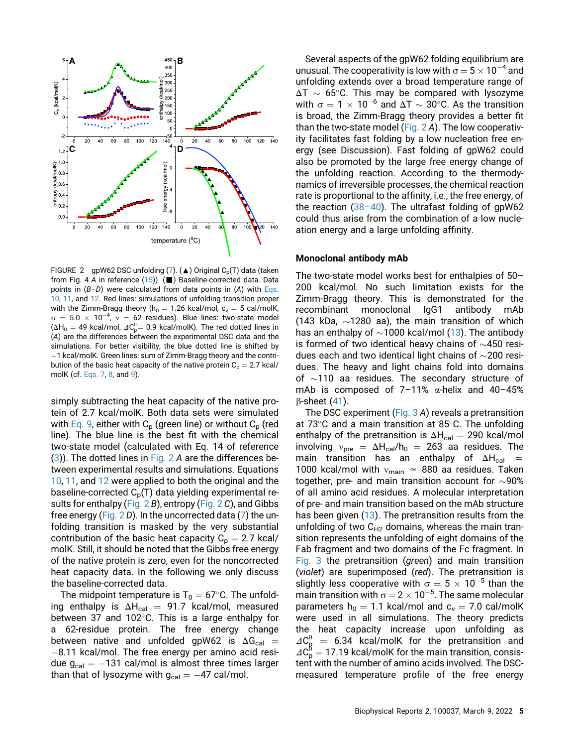FIGURE 2 gpW62 DSC unfolding (7). (▲) Original $C_p(T)$ data (taken from Fig. 4 *A* in reference (15)). (■) Baseline-corrected data. Data points in (*B–D*) were calculated from data points in (*A*) with Eqs. 10, 11, and 12. Red lines: simulations of unfolding transition proper with the Zimm-Bragg theory ($h_0$ = 1.26 kcal/mol, $c_v$ = 5 cal/molK, $\sigma$ = 5.0 × $10^{-4}$, $\nu$ = 62 residues). Blue lines: two-state model ($\Delta H_0$ = 49 kcal/mol, $\Delta C_p^0$ = 0.9 kcal/molK). The red dotted lines in (*A*) are the differences between the experimental DSC data and the simulations. For better visibility, the blue dotted line is shifted by −1 kcal/molK. Green lines: sum of Zimm-Bragg theory and the contribution of the basic heat capacity of the native protein $C_p$ = 2.7 kcal/molK (cf. Eqs. 7, 8, and 9).

simply subtracting the heat capacity of the native protein of 2.7 kcal/molK. Both data sets were simulated with Eq. 9, either with $C_p$ (green line) or without $C_p$ (red line). The blue line is the best fit with the chemical two-state model (calculated with Eq. 14 of reference (3)). The dotted lines in Fig. 2 *A* are the differences between experimental results and simulations. Equations 10, 11, and 12 were applied to both the original and the baseline-corrected $C_p(T)$ data yielding experimental results for enthalpy (Fig. 2 *B*), entropy (Fig. 2 *C*), and Gibbs free energy (Fig. 2 *D*). In the uncorrected data (7) the unfolding transition is masked by the very substantial contribution of the basic heat capacity $C_p$ = 2.7 kcal/molK. Still, it should be noted that the Gibbs free energy of the native protein is zero, even for the noncorrected heat capacity data. In the following we only discuss the baseline-corrected data.

The midpoint temperature is $T_0$ = 67°C. The unfolding enthalpy is $\Delta H_{cal}$ = 91.7 kcal/mol, measured between 37 and 102°C. This is a large enthalpy for a 62-residue protein. The free energy change between native and unfolded gpW62 is $\Delta G_{cal}$ = −8.11 kcal/mol. The free energy per amino acid residue $g_{cal}$ = −131 cal/mol is almost three times larger than that of lysozyme with $g_{cal}$ = −47 cal/mol.

Several aspects of the gpW62 folding equilibrium are unusual. The cooperativity is low with $\sigma$ = 5 × $10^{-4}$ and unfolding extends over a broad temperature range of $\Delta T$ ~ 65°C. This may be compared with lysozyme with $\sigma$ = 1 × $10^{-6}$ and $\Delta T$ ~ 30°C. As the transition is broad, the Zimm-Bragg theory provides a better fit than the two-state model (Fig. 2 *A*). The low cooperativity facilitates fast folding by a low nucleation free energy (see Discussion). Fast folding of gpW62 could also be promoted by the large free energy change of the unfolding reaction. According to the thermodynamics of irreversible processes, the chemical reaction rate is proportional to the affinity, i.e., the free energy, of the reaction (38–40). The ultrafast folding of gpW62 could thus arise from the combination of a low nucleation energy and a large unfolding affinity.

### Monoclonal antibody mAb

The two-state model works best for enthalpies of 50–200 kcal/mol. No such limitation exists for the Zimm-Bragg theory. This is demonstrated for the recombinant monoclonal IgG1 antibody mAb (143 kDa, ~1280 aa), the main transition of which has an enthalpy of ~1000 kcal/mol (13). The antibody is formed of two identical heavy chains of ~450 residues each and two identical light chains of ~200 residues. The heavy and light chains fold into domains of ~110 aa residues. The secondary structure of mAb is composed of 7–11% α-helix and 40–45% β-sheet (41).

The DSC experiment (Fig. 3 *A*) reveals a pretransition at 73°C and a main transition at 85°C. The unfolding enthalpy of the pretransition is $\Delta H_{cal}$ = 290 kcal/mol involving $\nu_{pre}$ = $\Delta H_{cal}/h_0$ = 263 aa residues. The main transition has an enthalpy of $\Delta H_{cal}$ ≃ 1000 kcal/mol with $\nu_{main}$ ≃ 880 aa residues. Taken together, pre- and main transition account for ~90% of all amino acid residues. A molecular interpretation of pre- and main transition based on the mAb structure has been given (13). The pretransition results from the unfolding of two $C_{H2}$ domains, whereas the main transition represents the unfolding of eight domains of the Fab fragment and two domains of the Fc fragment. In Fig. 3 the pretransition (*green*) and main transition (*violet*) are superimposed (*red*). The pretransition is slightly less cooperative with $\sigma$ = 5 × $10^{-5}$ than the main transition with $\sigma$ = 2 × $10^{-5}$. The same molecular parameters $h_0$ = 1.1 kcal/mol and $c_v$ = 7.0 cal/molK were used in all simulations. The theory predicts the heat capacity increase upon unfolding as $\Delta C_p^0$ = 6.34 kcal/molK for the pretransition and $\Delta C_p^0$ = 17.19 kcal/molK for the main transition, consistent with the number of amino acids involved. The DSC-measured temperature profile of the free energy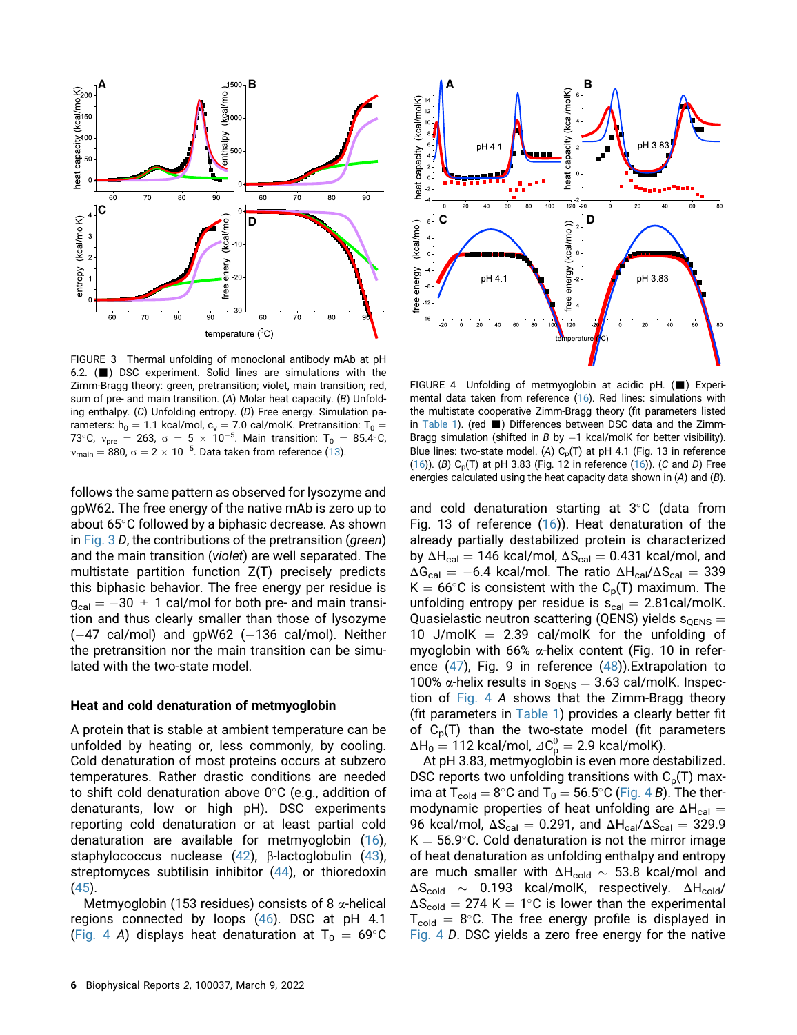FIGURE 3 Thermal unfolding of monoclonal antibody mAb at pH 6.2. (■) DSC experiment. Solid lines are simulations with the Zimm-Bragg theory: green, pretransition; violet, main transition; red, sum of pre- and main transition. (*A*) Molar heat capacity. (*B*) Unfolding enthalpy. (*C*) Unfolding entropy. (*D*) Free energy. Simulation parameters: $h_0 = 1.1$ kcal/mol, $c_v = 7.0$ cal/molK. Pretransition: $T_0 = 73°C$, $\nu_{pre} = 263$, $\sigma = 5 \times 10^{-5}$. Main transition: $T_0 = 85.4°C$, $\nu_{main} = 880$, $\sigma = 2 \times 10^{-5}$. Data taken from reference (13).

follows the same pattern as observed for lysozyme and gpW62. The free energy of the native mAb is zero up to about 65°C followed by a biphasic decrease. As shown in Fig. 3 *D*, the contributions of the pretransition (*green*) and the main transition (*violet*) are well separated. The multistate partition function Z(T) precisely predicts this biphasic behavior. The free energy per residue is $g_{cal} = -30 \pm 1$ cal/mol for both pre- and main transition and thus clearly smaller than those of lysozyme (−47 cal/mol) and gpW62 (−136 cal/mol). Neither the pretransition nor the main transition can be simulated with the two-state model.

### Heat and cold denaturation of metmyoglobin

A protein that is stable at ambient temperature can be unfolded by heating or, less commonly, by cooling. Cold denaturation of most proteins occurs at subzero temperatures. Rather drastic conditions are needed to shift cold denaturation above 0°C (e.g., addition of denaturants, low or high pH). DSC experiments reporting cold denaturation or at least partial cold denaturation are available for metmyoglobin (16), staphylococcus nuclease (42), β-lactoglobulin (43), streptomyces subtilisin inhibitor (44), or thioredoxin (45).

Metmyoglobin (153 residues) consists of 8 α-helical regions connected by loops (46). DSC at pH 4.1 (Fig. 4 *A*) displays heat denaturation at $T_0 = 69°C$

FIGURE 4 Unfolding of metmyoglobin at acidic pH. (■) Experimental data taken from reference (16). Red lines: simulations with the multistate cooperative Zimm-Bragg theory (fit parameters listed in Table 1). (red ■) Differences between DSC data and the Zimm-Bragg simulation (shifted in *B* by −1 kcal/molK for better visibility). Blue lines: two-state model. (*A*) $C_p(T)$ at pH 4.1 (Fig. 13 in reference (16)). (*B*) $C_p(T)$ at pH 3.83 (Fig. 12 in reference (16)). (*C* and *D*) Free energies calculated using the heat capacity data shown in (*A*) and (*B*).

and cold denaturation starting at 3°C (data from Fig. 13 of reference (16)). Heat denaturation of the already partially destabilized protein is characterized by $\Delta H_{cal} = 146$ kcal/mol, $\Delta S_{cal} = 0.431$ kcal/mol, and $\Delta G_{cal} = -6.4$ kcal/mol. The ratio $\Delta H_{cal}/\Delta S_{cal} = 339$ K = 66°C is consistent with the $C_p(T)$ maximum. The unfolding entropy per residue is $s_{cal} = 2.81$cal/molK. Quasielastic neutron scattering (QENS) yields $s_{QENS} = 10$ J/molK = 2.39 cal/molK for the unfolding of myoglobin with 66% α-helix content (Fig. 10 in reference (47), Fig. 9 in reference (48)).Extrapolation to 100% α-helix results in $s_{QENS} = 3.63$ cal/molK. Inspection of Fig. 4 *A* shows that the Zimm-Bragg theory (fit parameters in Table 1) provides a clearly better fit of $C_p(T)$ than the two-state model (fit parameters $\Delta H_0 = 112$ kcal/mol, $\Delta C_p^0 = 2.9$ kcal/molK).

At pH 3.83, metmyoglobin is even more destabilized. DSC reports two unfolding transitions with $C_p(T)$ maxima at $T_{cold} = 8°C$ and $T_0 = 56.5°C$ (Fig. 4 *B*). The thermodynamic properties of heat unfolding are $\Delta H_{cal} = 96$ kcal/mol, $\Delta S_{cal} = 0.291$, and $\Delta H_{cal}/\Delta S_{cal} = 329.9$ K = 56.9°C. Cold denaturation is not the mirror image of heat denaturation as unfolding enthalpy and entropy are much smaller with $\Delta H_{cold} \sim 53.8$ kcal/mol and $\Delta S_{cold} \sim 0.193$ kcal/molK, respectively. $\Delta H_{cold}/\Delta S_{cold} = 274$ K = 1°C is lower than the experimental $T_{cold} = 8°C$. The free energy profile is displayed in Fig. 4 *D*. DSC yields a zero free energy for the native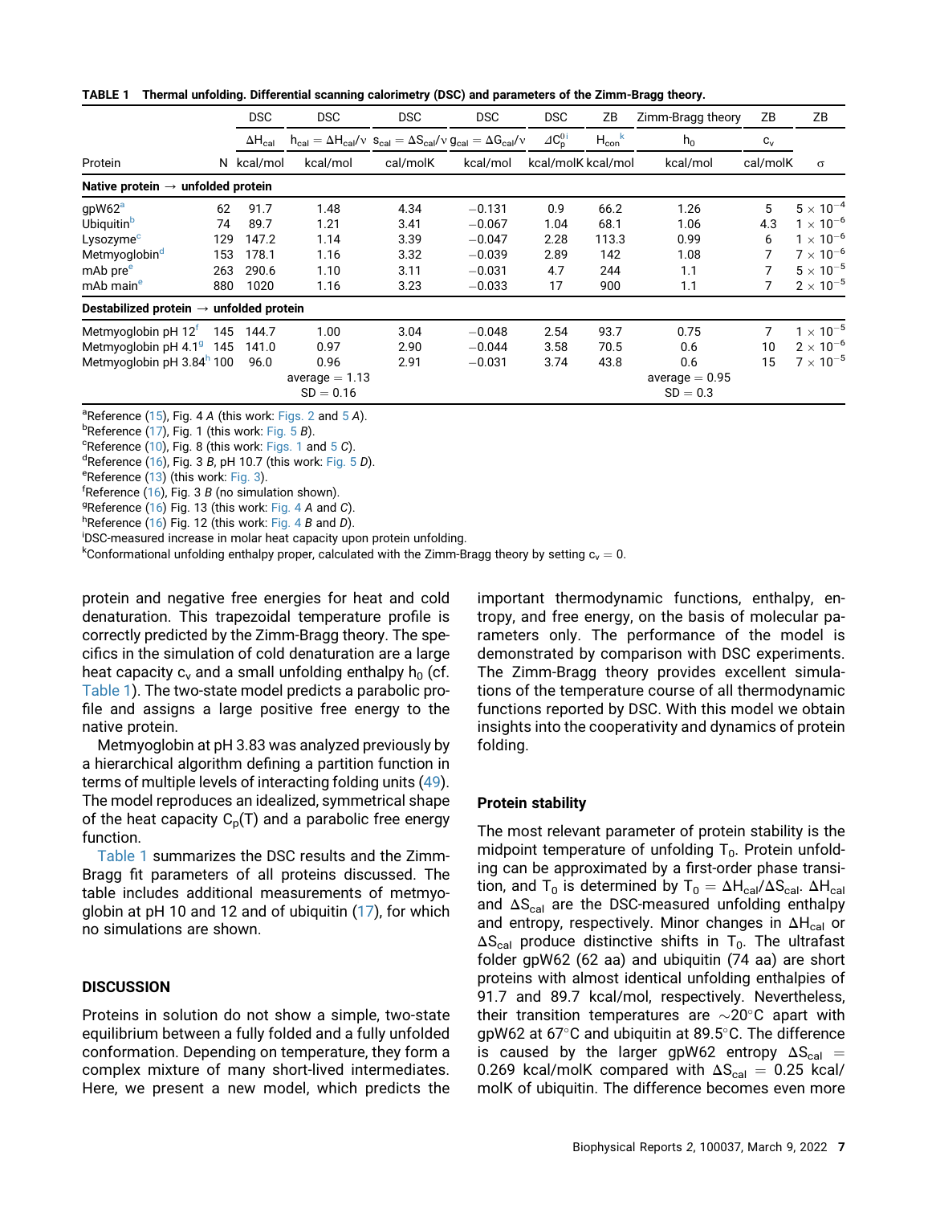**TABLE 1 Thermal unfolding. Differential scanning calorimetry (DSC) and parameters of the Zimm-Bragg theory.**

| | | DSC | DSC | DSC | DSC | DSC | ZB | Zimm-Bragg theory | ZB | ZB |
|---|---|---|---|---|---|---|---|---|---|---|
| | | $\Delta H_{cal}$ | $h_{cal} = \Delta H_{cal}/\nu$ | $s_{cal} = \Delta S_{cal}/\nu$ | $g_{cal} = \Delta G_{cal}/\nu$ | $\Delta C_p^{0\,i}$ | $H_{con}$[k] | $h_0$ | $c_v$ | |
| Protein | N | kcal/mol | kcal/mol | cal/molK | kcal/mol | kcal/molK | kcal/mol | kcal/mol | cal/molK | $\sigma$ |
| **Native protein → unfolded protein** | | | | | | | | | | |
| gpW62[a] | 62 | 91.7 | 1.48 | 4.34 | −0.131 | 0.9 | 66.2 | 1.26 | 5 | $5 \times 10^{-4}$ |
| Ubiquitin[b] | 74 | 89.7 | 1.21 | 3.41 | −0.067 | 1.04 | 68.1 | 1.06 | 4.3 | $1 \times 10^{-6}$ |
| Lysozyme[c] | 129 | 147.2 | 1.14 | 3.39 | −0.047 | 2.28 | 113.3 | 0.99 | 6 | $1 \times 10^{-6}$ |
| Metmyoglobin[d] | 153 | 178.1 | 1.16 | 3.32 | −0.039 | 2.89 | 142 | 1.08 | 7 | $7 \times 10^{-6}$ |
| mAb pre[e] | 263 | 290.6 | 1.10 | 3.11 | −0.031 | 4.7 | 244 | 1.1 | 7 | $5 \times 10^{-5}$ |
| mAb main[e] | 880 | 1020 | 1.16 | 3.23 | −0.033 | 17 | 900 | 1.1 | 7 | $2 \times 10^{-5}$ |
| **Destabilized protein → unfolded protein** | | | | | | | | | | |
| Metmyoglobin pH 12[f] | 145 | 144.7 | 1.00 | 3.04 | −0.048 | 2.54 | 93.7 | 0.75 | 7 | $1 \times 10^{-5}$ |
| Metmyoglobin pH 4.1[g] | 145 | 141.0 | 0.97 | 2.90 | −0.044 | 3.58 | 70.5 | 0.6 | 10 | $2 \times 10^{-6}$ |
| Metmyoglobin pH 3.84[h] | 100 | 96.0 | 0.96 | 2.91 | −0.031 | 3.74 | 43.8 | 0.6 | 15 | $7 \times 10^{-5}$ |
| | | | average = 1.13 | | | | | average = 0.95 | | |
| | | | SD = 0.16 | | | | | SD = 0.3 | | |

[a]Reference (15), Fig. 4 *A* (this work: Figs. 2 and 5 *A*).
[b]Reference (17), Fig. 1 (this work: Fig. 5 *B*).
[c]Reference (10), Fig. 8 (this work: Figs. 1 and 5 *C*).
[d]Reference (16), Fig. 3 *B*, pH 10.7 (this work: Fig. 5 *D*).
[e]Reference (13) (this work: Fig. 3).
[f]Reference (16), Fig. 3 *B* (no simulation shown).
[g]Reference (16) Fig. 13 (this work: Fig. 4 *A* and *C*).
[h]Reference (16) Fig. 12 (this work: Fig. 4 *B* and *D*).
[i]DSC-measured increase in molar heat capacity upon protein unfolding.
[k]Conformational unfolding enthalpy proper, calculated with the Zimm-Bragg theory by setting $c_v = 0$.

protein and negative free energies for heat and cold denaturation. This trapezoidal temperature profile is correctly predicted by the Zimm-Bragg theory. The specifics in the simulation of cold denaturation are a large heat capacity $c_v$ and a small unfolding enthalpy $h_0$ (cf. Table 1). The two-state model predicts a parabolic profile and assigns a large positive free energy to the native protein.

Metmyoglobin at pH 3.83 was analyzed previously by a hierarchical algorithm defining a partition function in terms of multiple levels of interacting folding units (49). The model reproduces an idealized, symmetrical shape of the heat capacity $C_p(T)$ and a parabolic free energy function.

Table 1 summarizes the DSC results and the Zimm-Bragg fit parameters of all proteins discussed. The table includes additional measurements of metmyoglobin at pH 10 and 12 and of ubiquitin (17), for which no simulations are shown.

## DISCUSSION

Proteins in solution do not show a simple, two-state equilibrium between a fully folded and a fully unfolded conformation. Depending on temperature, they form a complex mixture of many short-lived intermediates. Here, we present a new model, which predicts the important thermodynamic functions, enthalpy, entropy, and free energy, on the basis of molecular parameters only. The performance of the model is demonstrated by comparison with DSC experiments. The Zimm-Bragg theory provides excellent simulations of the temperature course of all thermodynamic functions reported by DSC. With this model we obtain insights into the cooperativity and dynamics of protein folding.

### Protein stability

The most relevant parameter of protein stability is the midpoint temperature of unfolding $T_0$. Protein unfolding can be approximated by a first-order phase transition, and $T_0$ is determined by $T_0 = \Delta H_{cal}/\Delta S_{cal}$. $\Delta H_{cal}$ and $\Delta S_{cal}$ are the DSC-measured unfolding enthalpy and entropy, respectively. Minor changes in $\Delta H_{cal}$ or $\Delta S_{cal}$ produce distinctive shifts in $T_0$. The ultrafast folder gpW62 (62 aa) and ubiquitin (74 aa) are short proteins with almost identical unfolding enthalpies of 91.7 and 89.7 kcal/mol, respectively. Nevertheless, their transition temperatures are ~20°C apart with gpW62 at 67°C and ubiquitin at 89.5°C. The difference is caused by the larger gpW62 entropy $\Delta S_{cal}$ = 0.269 kcal/molK compared with $\Delta S_{cal}$ = 0.25 kcal/molK of ubiquitin. The difference becomes even more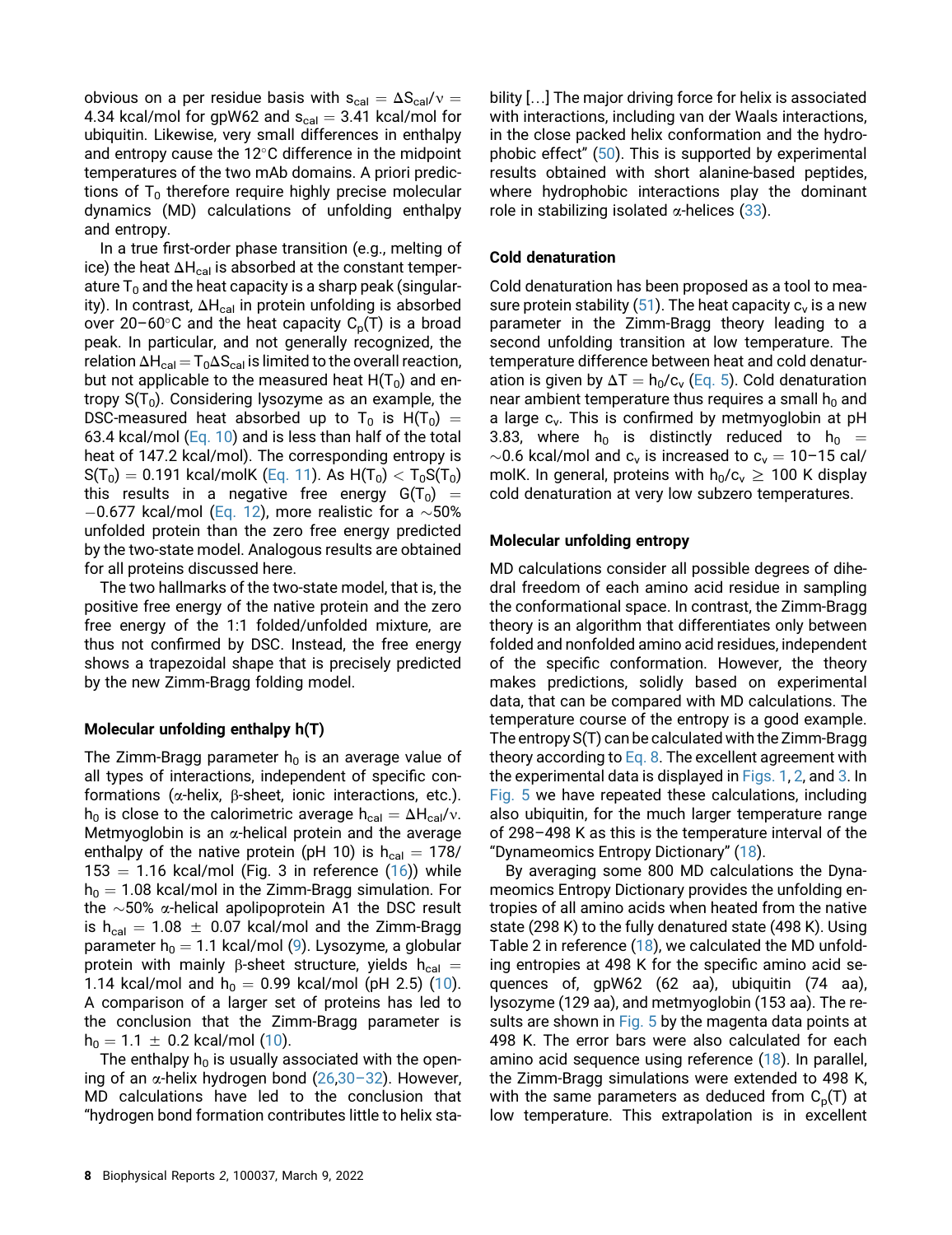obvious on a per residue basis with $s_{cal} = \Delta S_{cal}/\nu = 4.34$ kcal/mol for gpW62 and $s_{cal} = 3.41$ kcal/mol for ubiquitin. Likewise, very small differences in enthalpy and entropy cause the 12°C difference in the midpoint temperatures of the two mAb domains. A priori predictions of $T_0$ therefore require highly precise molecular dynamics (MD) calculations of unfolding enthalpy and entropy.

In a true first-order phase transition (e.g., melting of ice) the heat $\Delta H_{cal}$ is absorbed at the constant temperature $T_0$ and the heat capacity is a sharp peak (singularity). In contrast, $\Delta H_{cal}$ in protein unfolding is absorbed over 20–60°C and the heat capacity $C_p(T)$ is a broad peak. In particular, and not generally recognized, the relation $\Delta H_{cal} = T_0 \Delta S_{cal}$ is limited to the overall reaction, but not applicable to the measured heat $H(T_0)$ and entropy $S(T_0)$. Considering lysozyme as an example, the DSC-measured heat absorbed up to $T_0$ is $H(T_0) = 63.4$ kcal/mol (Eq. 10) and is less than half of the total heat of 147.2 kcal/mol). The corresponding entropy is $S(T_0) = 0.191$ kcal/molK (Eq. 11). As $H(T_0) < T_0 S(T_0)$ this results in a negative free energy $G(T_0) = -0.677$ kcal/mol (Eq. 12), more realistic for a ~50% unfolded protein than the zero free energy predicted by the two-state model. Analogous results are obtained for all proteins discussed here.

The two hallmarks of the two-state model, that is, the positive free energy of the native protein and the zero free energy of the 1:1 folded/unfolded mixture, are thus not confirmed by DSC. Instead, the free energy shows a trapezoidal shape that is precisely predicted by the new Zimm-Bragg folding model.

### Molecular unfolding enthalpy h(T)

The Zimm-Bragg parameter $h_0$ is an average value of all types of interactions, independent of specific conformations ($\alpha$-helix, $\beta$-sheet, ionic interactions, etc.). $h_0$ is close to the calorimetric average $h_{cal} = \Delta H_{cal}/\nu$. Metmyoglobin is an $\alpha$-helical protein and the average enthalpy of the native protein (pH 10) is $h_{cal} = 178/153 = 1.16$ kcal/mol (Fig. 3 in reference (16)) while $h_0 = 1.08$ kcal/mol in the Zimm-Bragg simulation. For the ~50% $\alpha$-helical apolipoprotein A1 the DSC result is $h_{cal} = 1.08 \pm 0.07$ kcal/mol and the Zimm-Bragg parameter $h_0 = 1.1$ kcal/mol (9). Lysozyme, a globular protein with mainly $\beta$-sheet structure, yields $h_{cal} = 1.14$ kcal/mol and $h_0 = 0.99$ kcal/mol (pH 2.5) (10). A comparison of a larger set of proteins has led to the conclusion that the Zimm-Bragg parameter is $h_0 = 1.1 \pm 0.2$ kcal/mol (10).

The enthalpy $h_0$ is usually associated with the opening of an $\alpha$-helix hydrogen bond (26,30–32). However, MD calculations have led to the conclusion that "hydrogen bond formation contributes little to helix stability [...] The major driving force for helix is associated with interactions, including van der Waals interactions, in the close packed helix conformation and the hydrophobic effect" (50). This is supported by experimental results obtained with short alanine-based peptides, where hydrophobic interactions play the dominant role in stabilizing isolated $\alpha$-helices (33).

### Cold denaturation

Cold denaturation has been proposed as a tool to measure protein stability (51). The heat capacity $c_v$ is a new parameter in the Zimm-Bragg theory leading to a second unfolding transition at low temperature. The temperature difference between heat and cold denaturation is given by $\Delta T = h_0/c_v$ (Eq. 5). Cold denaturation near ambient temperature thus requires a small $h_0$ and a large $c_v$. This is confirmed by metmyoglobin at pH 3.83, where $h_0$ is distinctly reduced to $h_0 = \sim 0.6$ kcal/mol and $c_v$ is increased to $c_v = 10$–15 cal/molK. In general, proteins with $h_0/c_v \geq 100$ K display cold denaturation at very low subzero temperatures.

### Molecular unfolding entropy

MD calculations consider all possible degrees of dihedral freedom of each amino acid residue in sampling the conformational space. In contrast, the Zimm-Bragg theory is an algorithm that differentiates only between folded and nonfolded amino acid residues, independent of the specific conformation. However, the theory makes predictions, solidly based on experimental data, that can be compared with MD calculations. The temperature course of the entropy is a good example. The entropy S(T) can be calculated with the Zimm-Bragg theory according to Eq. 8. The excellent agreement with the experimental data is displayed in Figs. 1, 2, and 3. In Fig. 5 we have repeated these calculations, including also ubiquitin, for the much larger temperature range of 298–498 K as this is the temperature interval of the "Dynameomics Entropy Dictionary" (18).

By averaging some 800 MD calculations the Dynameomics Entropy Dictionary provides the unfolding entropies of all amino acids when heated from the native state (298 K) to the fully denatured state (498 K). Using Table 2 in reference (18), we calculated the MD unfolding entropies at 498 K for the specific amino acid sequences of, gpW62 (62 aa), ubiquitin (74 aa), lysozyme (129 aa), and metmyoglobin (153 aa). The results are shown in Fig. 5 by the magenta data points at 498 K. The error bars were also calculated for each amino acid sequence using reference (18). In parallel, the Zimm-Bragg simulations were extended to 498 K, with the same parameters as deduced from $C_p(T)$ at low temperature. This extrapolation is in excellent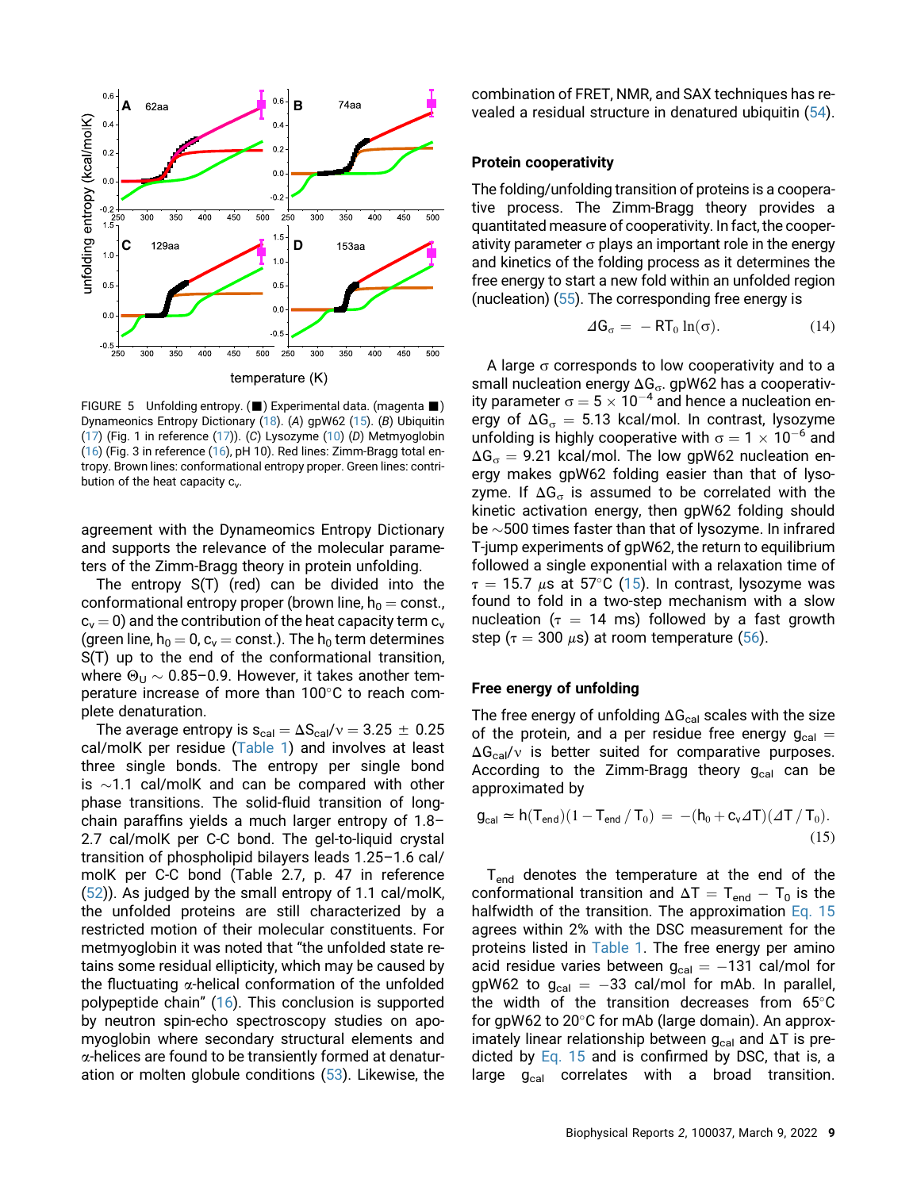FIGURE 5 Unfolding entropy. (■) Experimental data. (magenta ■) Dynameonics Entropy Dictionary (18). (*A*) gpW62 (15). (*B*) Ubiquitin (17) (Fig. 1 in reference (17)). (*C*) Lysozyme (10) (*D*) Metmyoglobin (16) (Fig. 3 in reference (16), pH 10). Red lines: Zimm-Bragg total entropy. Brown lines: conformational entropy proper. Green lines: contribution of the heat capacity $c_v$.

agreement with the Dynameonics Entropy Dictionary and supports the relevance of the molecular parameters of the Zimm-Bragg theory in protein unfolding.

The entropy S(T) (red) can be divided into the conformational entropy proper (brown line, $h_0 = \text{const.}$, $c_v = 0$) and the contribution of the heat capacity term $c_v$ (green line, $h_0 = 0$, $c_v = \text{const.}$). The $h_0$ term determines S(T) up to the end of the conformational transition, where $\Theta_U \sim 0.85$–0.9. However, it takes another temperature increase of more than 100°C to reach complete denaturation.

The average entropy is $s_{cal} = \Delta S_{cal}/\nu = 3.25 \pm 0.25$ cal/molK per residue (Table 1) and involves at least three single bonds. The entropy per single bond is ~1.1 cal/molK and can be compared with other phase transitions. The solid-fluid transition of long-chain paraffins yields a much larger entropy of 1.8–2.7 cal/molK per C-C bond. The gel-to-liquid crystal transition of phospholipid bilayers leads 1.25–1.6 cal/molK per C-C bond (Table 2.7, p. 47 in reference (52)). As judged by the small entropy of 1.1 cal/molK, the unfolded proteins are still characterized by a restricted motion of their molecular constituents. For metmyoglobin it was noted that "the unfolded state retains some residual ellipticity, which may be caused by the fluctuating $\alpha$-helical conformation of the unfolded polypeptide chain" (16). This conclusion is supported by neutron spin-echo spectroscopy studies on apo-myoglobin where secondary structural elements and $\alpha$-helices are found to be transiently formed at denaturation or molten globule conditions (53). Likewise, the combination of FRET, NMR, and SAX techniques has revealed a residual structure in denatured ubiquitin (54).

## Protein cooperativity

The folding/unfolding transition of proteins is a cooperative process. The Zimm-Bragg theory provides a quantitated measure of cooperativity. In fact, the cooperativity parameter $\sigma$ plays an important role in the energy and kinetics of the folding process as it determines the free energy to start a new fold within an unfolded region (nucleation) (55). The corresponding free energy is

$$\Delta G_\sigma = -RT_0 \ln(\sigma). \tag{14}$$

A large $\sigma$ corresponds to low cooperativity and to a small nucleation energy $\Delta G_\sigma$. gpW62 has a cooperativity parameter $\sigma = 5 \times 10^{-4}$ and hence a nucleation energy of $\Delta G_\sigma = 5.13$ kcal/mol. In contrast, lysozyme unfolding is highly cooperative with $\sigma = 1 \times 10^{-6}$ and $\Delta G_\sigma = 9.21$ kcal/mol. The low gpW62 nucleation energy makes gpW62 folding easier than that of lysozyme. If $\Delta G_\sigma$ is assumed to be correlated with the kinetic activation energy, then gpW62 folding should be ~500 times faster than that of lysozyme. In infrared T-jump experiments of gpW62, the return to equilibrium followed a single exponential with a relaxation time of $\tau = 15.7$ $\mu$s at 57°C (15). In contrast, lysozyme was found to fold in a two-step mechanism with a slow nucleation ($\tau = 14$ ms) followed by a fast growth step ($\tau = 300$ $\mu$s) at room temperature (56).

## Free energy of unfolding

The free energy of unfolding $\Delta G_{cal}$ scales with the size of the protein, and a per residue free energy $g_{cal} = \Delta G_{cal}/\nu$ is better suited for comparative purposes. According to the Zimm-Bragg theory $g_{cal}$ can be approximated by

$$g_{cal} \simeq h(T_{end})(1 - T_{end}/T_0) = -(h_0 + c_v \Delta T)(\Delta T/T_0). \tag{15}$$

$T_{end}$ denotes the temperature at the end of the conformational transition and $\Delta T = T_{end} - T_0$ is the halfwidth of the transition. The approximation Eq. 15 agrees within 2% with the DSC measurement for the proteins listed in Table 1. The free energy per amino acid residue varies between $g_{cal} = -131$ cal/mol for gpW62 to $g_{cal} = -33$ cal/mol for mAb. In parallel, the width of the transition decreases from 65°C for gpW62 to 20°C for mAb (large domain). An approximately linear relationship between $g_{cal}$ and $\Delta T$ is predicted by Eq. 15 and is confirmed by DSC, that is, a large $g_{cal}$ correlates with a broad transition.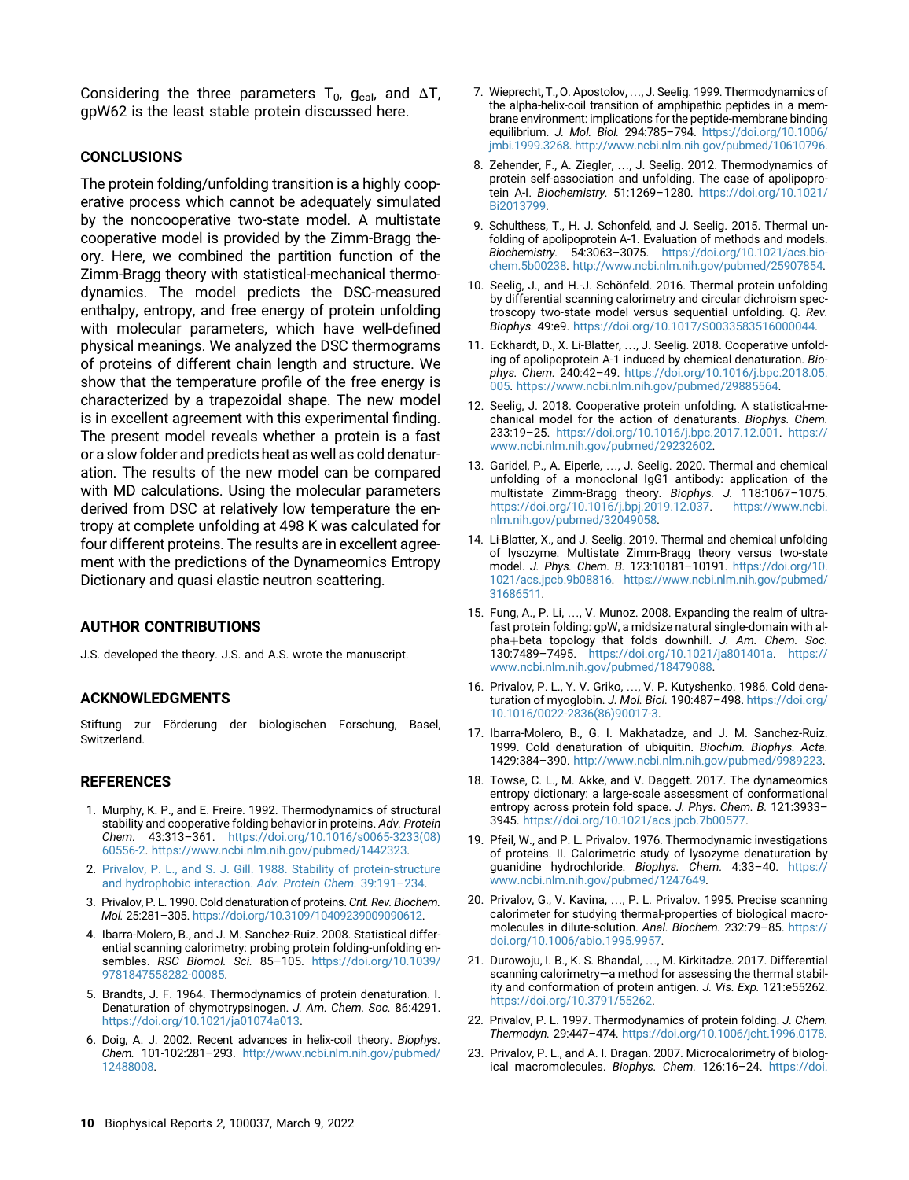Considering the three parameters $T_0$, $g_{cal}$, and $\Delta T$, gpW62 is the least stable protein discussed here.

## CONCLUSIONS

The protein folding/unfolding transition is a highly cooperative process which cannot be adequately simulated by the noncooperative two-state model. A multistate cooperative model is provided by the Zimm-Bragg theory. Here, we combined the partition function of the Zimm-Bragg theory with statistical-mechanical thermodynamics. The model predicts the DSC-measured enthalpy, entropy, and free energy of protein unfolding with molecular parameters, which have well-defined physical meanings. We analyzed the DSC thermograms of proteins of different chain length and structure. We show that the temperature profile of the free energy is characterized by a trapezoidal shape. The new model is in excellent agreement with this experimental finding. The present model reveals whether a protein is a fast or a slow folder and predicts heat as well as cold denaturation. The results of the new model can be compared with MD calculations. Using the molecular parameters derived from DSC at relatively low temperature the entropy at complete unfolding at 498 K was calculated for four different proteins. The results are in excellent agreement with the predictions of the Dynameomics Entropy Dictionary and quasi elastic neutron scattering.

## AUTHOR CONTRIBUTIONS

J.S. developed the theory. J.S. and A.S. wrote the manuscript.

## ACKNOWLEDGMENTS

Stiftung zur Förderung der biologischen Forschung, Basel, Switzerland.

## REFERENCES

1. Murphy, K. P., and E. Freire. 1992. Thermodynamics of structural stability and cooperative folding behavior in proteins. *Adv. Protein Chem.* 43:313–361. https://doi.org/10.1016/s0065-3233(08)60556-2. https://www.ncbi.nlm.nih.gov/pubmed/1442323.
2. Privalov, P. L., and S. J. Gill. 1988. Stability of protein-structure and hydrophobic interaction. *Adv. Protein Chem.* 39:191–234.
3. Privalov, P. L. 1990. Cold denaturation of proteins. *Crit. Rev. Biochem. Mol.* 25:281–305. https://doi.org/10.3109/10409239009090612.
4. Ibarra-Molero, B., and J. M. Sanchez-Ruiz. 2008. Statistical differential scanning calorimetry: probing protein folding-unfolding ensembles. *RSC Biomol. Sci.* 85–105. https://doi.org/10.1039/9781847558282-00085.
5. Brandts, J. F. 1964. Thermodynamics of protein denaturation. I. Denaturation of chymotrypsinogen. *J. Am. Chem. Soc.* 86:4291. https://doi.org/10.1021/ja01074a013.
6. Doig, A. J. 2002. Recent advances in helix-coil theory. *Biophys. Chem.* 101-102:281–293. http://www.ncbi.nlm.nih.gov/pubmed/12488008.
7. Wieprecht, T., O. Apostolov, …, J. Seelig. 1999. Thermodynamics of the alpha-helix-coil transition of amphipathic peptides in a membrane environment: implications for the peptide-membrane binding equilibrium. *J. Mol. Biol.* 294:785–794. https://doi.org/10.1006/jmbi.1999.3268. http://www.ncbi.nlm.nih.gov/pubmed/10610796.
8. Zehender, F., A. Ziegler, …, J. Seelig. 2012. Thermodynamics of protein self-association and unfolding. The case of apolipoprotein A-I. *Biochemistry.* 51:1269–1280. https://doi.org/10.1021/Bi2013799.
9. Schulthess, T., H. J. Schonfeld, and J. Seelig. 2015. Thermal unfolding of apolipoprotein A-1. Evaluation of methods and models. *Biochemistry.* 54:3063–3075. https://doi.org/10.1021/acs.biochem.5b00238. http://www.ncbi.nlm.nih.gov/pubmed/25907854.
10. Seelig, J., and H.-J. Schönfeld. 2016. Thermal protein unfolding by differential scanning calorimetry and circular dichroism spectroscopy two-state model versus sequential unfolding. *Q. Rev. Biophys.* 49:e9. https://doi.org/10.1017/S0033583516000044.
11. Eckhardt, D., X. Li-Blatter, …, J. Seelig. 2018. Cooperative unfolding of apolipoprotein A-1 induced by chemical denaturation. *Biophys. Chem.* 240:42–49. https://doi.org/10.1016/j.bpc.2018.05.005. https://www.ncbi.nlm.nih.gov/pubmed/29885564.
12. Seelig, J. 2018. Cooperative protein unfolding. A statistical-mechanical model for the action of denaturants. *Biophys. Chem.* 233:19–25. https://doi.org/10.1016/j.bpc.2017.12.001. https://www.ncbi.nlm.nih.gov/pubmed/29232602.
13. Garidel, P., A. Eiperle, …, J. Seelig. 2020. Thermal and chemical unfolding of a monoclonal IgG1 antibody: application of the multistate Zimm-Bragg theory. *Biophys. J.* 118:1067–1075. https://doi.org/10.1016/j.bpj.2019.12.037. https://www.ncbi.nlm.nih.gov/pubmed/32049058.
14. Li-Blatter, X., and J. Seelig. 2019. Thermal and chemical unfolding of lysozyme. Multistate Zimm-Bragg theory versus two-state model. *J. Phys. Chem. B.* 123:10181–10191. https://doi.org/10.1021/acs.jpcb.9b08816. https://www.ncbi.nlm.nih.gov/pubmed/31686511.
15. Fung, A., P. Li, …, V. Munoz. 2008. Expanding the realm of ultrafast protein folding: gpW, a midsize natural single-domain with alpha+beta topology that folds downhill. *J. Am. Chem. Soc.* 130:7489–7495. https://doi.org/10.1021/ja801401a. https://www.ncbi.nlm.nih.gov/pubmed/18479088.
16. Privalov, P. L., Y. V. Griko, …, V. P. Kutyshenko. 1986. Cold denaturation of myoglobin. *J. Mol. Biol.* 190:487–498. https://doi.org/10.1016/0022-2836(86)90017-3.
17. Ibarra-Molero, B., G. I. Makhatadze, and J. M. Sanchez-Ruiz. 1999. Cold denaturation of ubiquitin. *Biochim. Biophys. Acta.* 1429:384–390. http://www.ncbi.nlm.nih.gov/pubmed/9989223.
18. Towse, C. L., M. Akke, and V. Daggett. 2017. The dynameomics entropy dictionary: a large-scale assessment of conformational entropy across protein fold space. *J. Phys. Chem. B.* 121:3933–3945. https://doi.org/10.1021/acs.jpcb.7b00577.
19. Pfeil, W., and P. L. Privalov. 1976. Thermodynamic investigations of proteins. II. Calorimetric study of lysozyme denaturation by guanidine hydrochloride. *Biophys. Chem.* 4:33–40. https://www.ncbi.nlm.nih.gov/pubmed/1247649.
20. Privalov, G., V. Kavina, …, P. L. Privalov. 1995. Precise scanning calorimeter for studying thermal-properties of biological macromolecules in dilute-solution. *Anal. Biochem.* 232:79–85. https://doi.org/10.1006/abio.1995.9957.
21. Durowoju, I. B., K. S. Bhandal, …, M. Kirkitadze. 2017. Differential scanning calorimetry—a method for assessing the thermal stability and conformation of protein antigen. *J. Vis. Exp.* 121:e55262. https://doi.org/10.3791/55262.
22. Privalov, P. L. 1997. Thermodynamics of protein folding. *J. Chem. Thermodyn.* 29:447–474. https://doi.org/10.1006/jcht.1996.0178.
23. Privalov, P. L., and A. I. Dragan. 2007. Microcalorimetry of biological macromolecules. *Biophys. Chem.* 126:16–24. https://doi.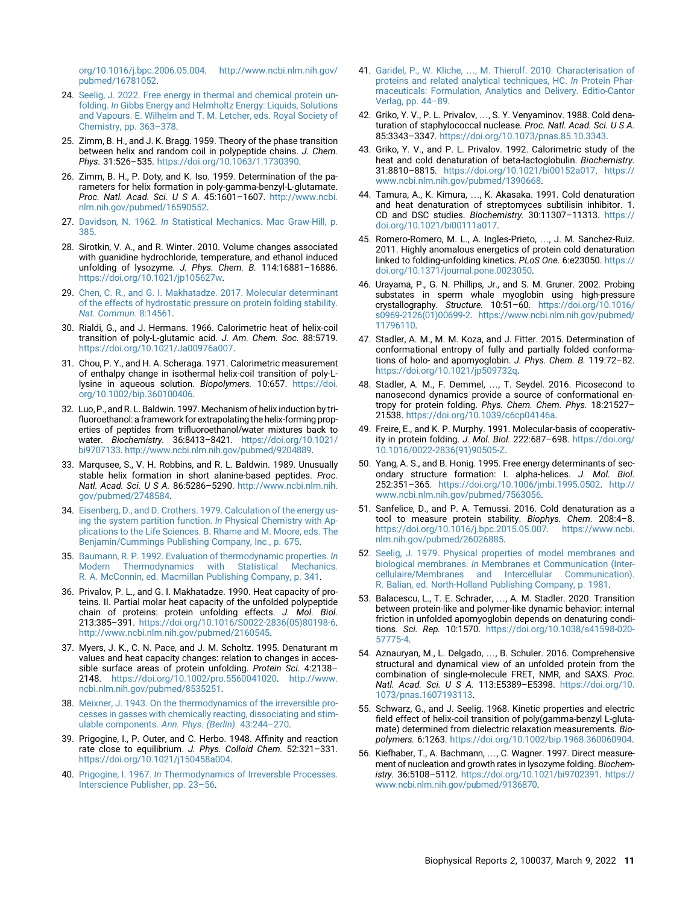org/10.1016/j.bpc.2006.05.004. http://www.ncbi.nlm.nih.gov/pubmed/16781052.

24. Seelig, J. 2022. Free energy in thermal and chemical protein unfolding. *In* Gibbs Energy and Helmholtz Energy: Liquids, Solutions and Vapours. E. Wilhelm and T. M. Letcher, eds. Royal Society of Chemistry, pp. 363–378.
25. Zimm, B. H., and J. K. Bragg. 1959. Theory of the phase transition between helix and random coil in polypeptide chains. *J. Chem. Phys.* 31:526–535. https://doi.org/10.1063/1.1730390.
26. Zimm, B. H., P. Doty, and K. Iso. 1959. Determination of the parameters for helix formation in poly-gamma-benzyl-L-glutamate. *Proc. Natl. Acad. Sci. U S A.* 45:1601–1607. http://www.ncbi.nlm.nih.gov/pubmed/16590552.
27. Davidson, N. 1962. *In* Statistical Mechanics. Mac Graw-Hill, p. 385.
28. Sirotkin, V. A., and R. Winter. 2010. Volume changes associated with guanidine hydrochloride, temperature, and ethanol induced unfolding of lysozyme. *J. Phys. Chem. B.* 114:16881–16886. https://doi.org/10.1021/jp105627w.
29. Chen, C. R., and G. I. Makhatadze. 2017. Molecular determinant of the effects of hydrostatic pressure on protein folding stability. *Nat. Commun.* 8:14561.
30. Rialdi, G., and J. Hermans. 1966. Calorimetric heat of helix-coil transition of poly-L-glutamic acid. *J. Am. Chem. Soc.* 88:5719. https://doi.org/10.1021/Ja00976a007.
31. Chou, P. Y., and H. A. Scheraga. 1971. Calorimetric measurement of enthalpy change in isothermal helix-coil transition of poly-L-lysine in aqueous solution. *Biopolymers.* 10:657. https://doi.org/10.1002/bip.360100406.
32. Luo, P., and R. L. Baldwin. 1997. Mechanism of helix induction by trifluoroethanol: a framework for extrapolating the helix-forming properties of peptides from trifluoroethanol/water mixtures back to water. *Biochemistry.* 36:8413–8421. https://doi.org/10.1021/bi9707133. http://www.ncbi.nlm.nih.gov/pubmed/9204889.
33. Marqusee, S., V. H. Robbins, and R. L. Baldwin. 1989. Unusually stable helix formation in short alanine-based peptides. *Proc. Natl. Acad. Sci. U S A.* 86:5286–5290. http://www.ncbi.nlm.nih.gov/pubmed/2748584.
34. Eisenberg, D., and D. Crothers. 1979. Calculation of the energy using the system partition function. *In* Physical Chemistry with Applications to the Life Sciences. B. Rhame and M. Moore, eds. The Benjamin/Cummings Publishing Company, Inc., p. 675.
35. Baumann, R. P. 1992. Evaluation of thermodynamic properties. *In* Modern Thermodynamics with Statistical Mechanics. R. A. McConnin, ed. Macmillan Publishing Company, p. 341.
36. Privalov, P. L., and G. I. Makhatadze. 1990. Heat capacity of proteins. II. Partial molar heat capacity of the unfolded polypeptide chain of proteins: protein unfolding effects. *J. Mol. Biol.* 213:385–391. https://doi.org/10.1016/S0022-2836(05)80198-6. http://www.ncbi.nlm.nih.gov/pubmed/2160545.
37. Myers, J. K., C. N. Pace, and J. M. Scholtz. 1995. Denaturant m values and heat capacity changes: relation to changes in accessible surface areas of protein unfolding. *Protein Sci.* 4:2138–2148. https://doi.org/10.1002/pro.5560041020. http://www.ncbi.nlm.nih.gov/pubmed/8535251.
38. Meixner, J. 1943. On the thermodynamics of the irreversible processes in gasses with chemically reacting, dissociating and stimulable components. *Ann. Phys. (Berlin).* 43:244–270.
39. Prigogine, I., P. Outer, and C. Herbo. 1948. Affinity and reaction rate close to equilibrium. *J. Phys. Colloid Chem.* 52:321–331. https://doi.org/10.1021/j150458a004.
40. Prigogine, I. 1967. *In* Thermodynamics of Irreversble Processes. Interscience Publisher, pp. 23–56.
41. Garidel, P., W. Kliche, ..., M. Thierolf. 2010. Characterisation of proteins and related analytical techniques, HC. *In* Protein Pharmaceuticals: Formulation, Analytics and Delivery. Editio-Cantor Verlag, pp. 44–89.
42. Griko, Y. V., P. L. Privalov, ..., S. Y. Venyaminov. 1988. Cold denaturation of staphylococcal nuclease. *Proc. Natl. Acad. Sci. U S A.* 85:3343–3347. https://doi.org/10.1073/pnas.85.10.3343.
43. Griko, Y. V., and P. L. Privalov. 1992. Calorimetric study of the heat and cold denaturation of beta-lactoglobulin. *Biochemistry.* 31:8810–8815. https://doi.org/10.1021/bi00152a017. https://www.ncbi.nlm.nih.gov/pubmed/1390668.
44. Tamura, A., K. Kimura, ..., K. Akasaka. 1991. Cold denaturation and heat denaturation of streptomyces subtilisin inhibitor. 1. CD and DSC studies. *Biochemistry.* 30:11307–11313. https://doi.org/10.1021/bi00111a017.
45. Romero-Romero, M. L., A. Ingles-Prieto, ..., J. M. Sanchez-Ruiz. 2011. Highly anomalous energetics of protein cold denaturation linked to folding-unfolding kinetics. *PLoS One.* 6:e23050. https://doi.org/10.1371/journal.pone.0023050.
46. Urayama, P., G. N. Phillips, Jr., and S. M. Gruner. 2002. Probing substates in sperm whale myoglobin using high-pressure crystallography. *Structure.* 10:51–60. https://doi.org/10.1016/s0969-2126(01)00699-2. https://www.ncbi.nlm.nih.gov/pubmed/11796110.
47. Stadler, A. M., M. M. Koza, and J. Fitter. 2015. Determination of conformational entropy of fully and partially folded conformations of holo- and apomyoglobin. *J. Phys. Chem. B.* 119:72–82. https://doi.org/10.1021/jp509732q.
48. Stadler, A. M., F. Demmel, ..., T. Seydel. 2016. Picosecond to nanosecond dynamics provide a source of conformational entropy for protein folding. *Phys. Chem. Chem. Phys.* 18:21527–21538. https://doi.org/10.1039/c6cp04146a.
49. Freire, E., and K. P. Murphy. 1991. Molecular-basis of cooperativity in protein folding. *J. Mol. Biol.* 222:687–698. https://doi.org/10.1016/0022-2836(91)90505-Z.
50. Yang, A. S., and B. Honig. 1995. Free energy determinants of secondary structure formation: I. alpha-helices. *J. Mol. Biol.* 252:351–365. https://doi.org/10.1006/jmbi.1995.0502. http://www.ncbi.nlm.nih.gov/pubmed/7563056.
51. Sanfelice, D., and P. A. Temussi. 2016. Cold denaturation as a tool to measure protein stability. *Biophys. Chem.* 208:4–8. https://doi.org/10.1016/j.bpc.2015.05.007. https://www.ncbi.nlm.nih.gov/pubmed/26026885.
52. Seelig, J. 1979. Physical properties of model membranes and biological membranes. *In* Membranes et Communication (Intercellulaire/Membranes and Intercellular Communication). R. Balian, ed. North-Holland Publishing Company, p. 1981.
53. Balacescu, L., T. E. Schrader, ..., A. M. Stadler. 2020. Transition between protein-like and polymer-like dynamic behavior: internal friction in unfolded apomyoglobin depends on denaturing conditions. *Sci. Rep.* 10:1570. https://doi.org/10.1038/s41598-020-57775-4.
54. Aznauryan, M., L. Delgado, ..., B. Schuler. 2016. Comprehensive structural and dynamical view of an unfolded protein from the combination of single-molecule FRET, NMR, and SAXS. *Proc. Natl. Acad. Sci. U S A.* 113:E5389–E5398. https://doi.org/10.1073/pnas.1607193113.
55. Schwarz, G., and J. Seelig. 1968. Kinetic properties and electric field effect of helix-coil transition of poly(gamma-benzyl L-glutamate) determined from dielectric relaxation measurements. *Biopolymers.* 6:1263. https://doi.org/10.1002/bip.1968.360060904.
56. Kiefhaber, T., A. Bachmann, ..., C. Wagner. 1997. Direct measurement of nucleation and growth rates in lysozyme folding. *Biochemistry.* 36:5108–5112. https://doi.org/10.1021/bi9702391. https://www.ncbi.nlm.nih.gov/pubmed/9136870.